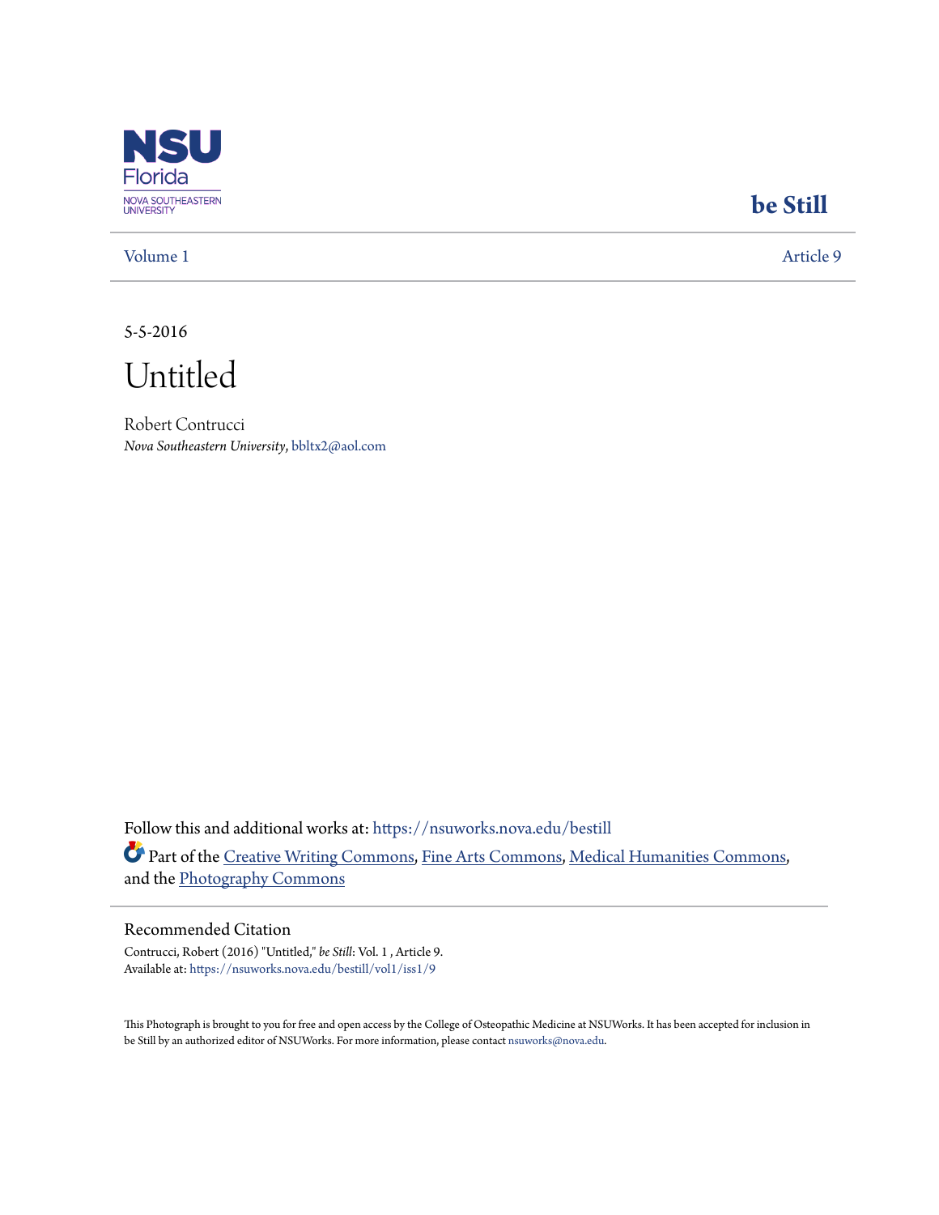NSU Florida
NOVA SOUTHEASTERN UNIVERSITY

**be Still**

Volume 1 | Article 9

5-5-2016

# Untitled

Robert Contrucci
*Nova Southeastern University*, bbltx2@aol.com

Follow this and additional works at: https://nsuworks.nova.edu/bestill

Part of the Creative Writing Commons, Fine Arts Commons, Medical Humanities Commons, and the Photography Commons

## Recommended Citation

Contrucci, Robert (2016) "Untitled," *be Still*: Vol. 1 , Article 9.
Available at: https://nsuworks.nova.edu/bestill/vol1/iss1/9

This Photograph is brought to you for free and open access by the College of Osteopathic Medicine at NSUWorks. It has been accepted for inclusion in be Still by an authorized editor of NSUWorks. For more information, please contact nsuworks@nova.edu.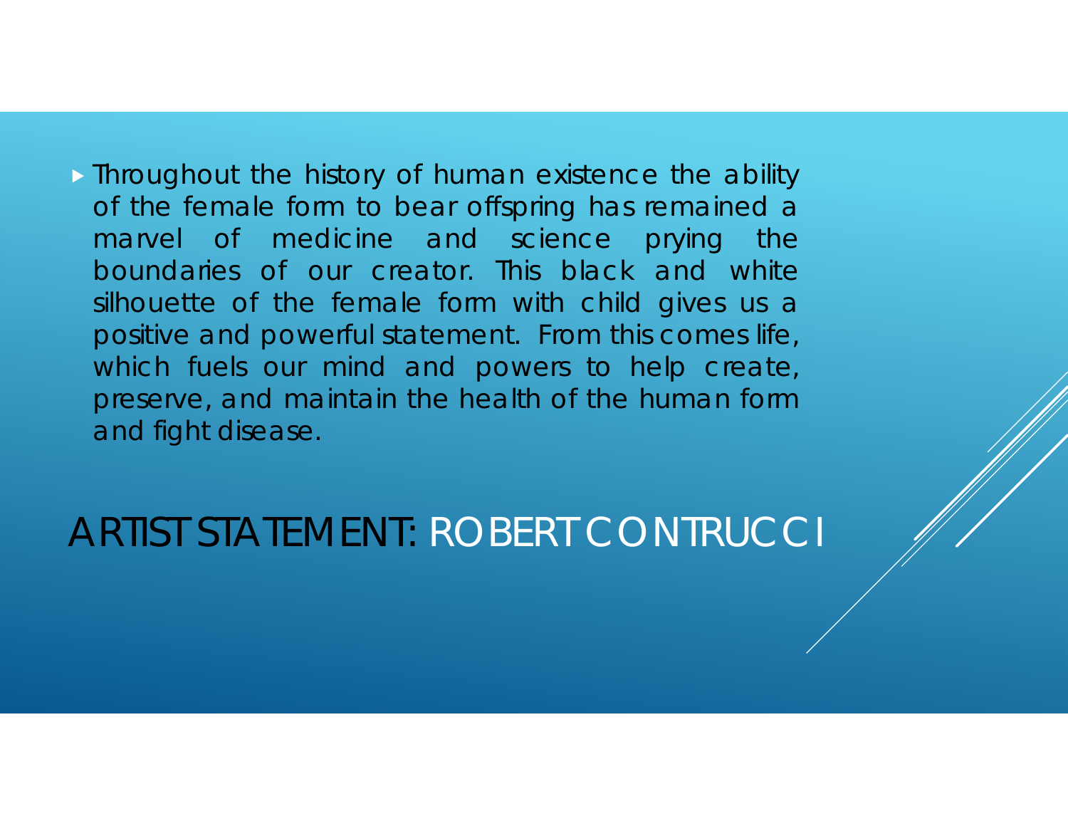- Throughout the history of human existence the ability of the female form to bear offspring has remained a marvel of medicine and science prying the boundaries of our creator. This black and white silhouette of the female form with child gives us a positive and powerful statement. From this comes life, which fuels our mind and powers to help create, preserve, and maintain the health of the human form and fight disease.

# ARTIST STATEMENT: ROBERT CONTRUCCI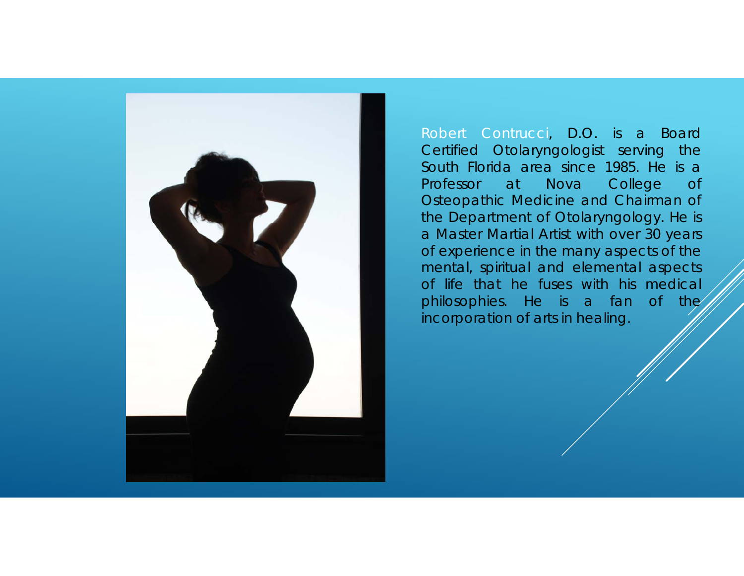Robert Contrucci, D.O. is a Board Certified Otolaryngologist serving the South Florida area since 1985. He is a Professor at Nova College of Osteopathic Medicine and Chairman of the Department of Otolaryngology. He is a Master Martial Artist with over 30 years of experience in the many aspects of the mental, spiritual and elemental aspects of life that he fuses with his medical philosophies. He is a fan of the incorporation of arts in healing.